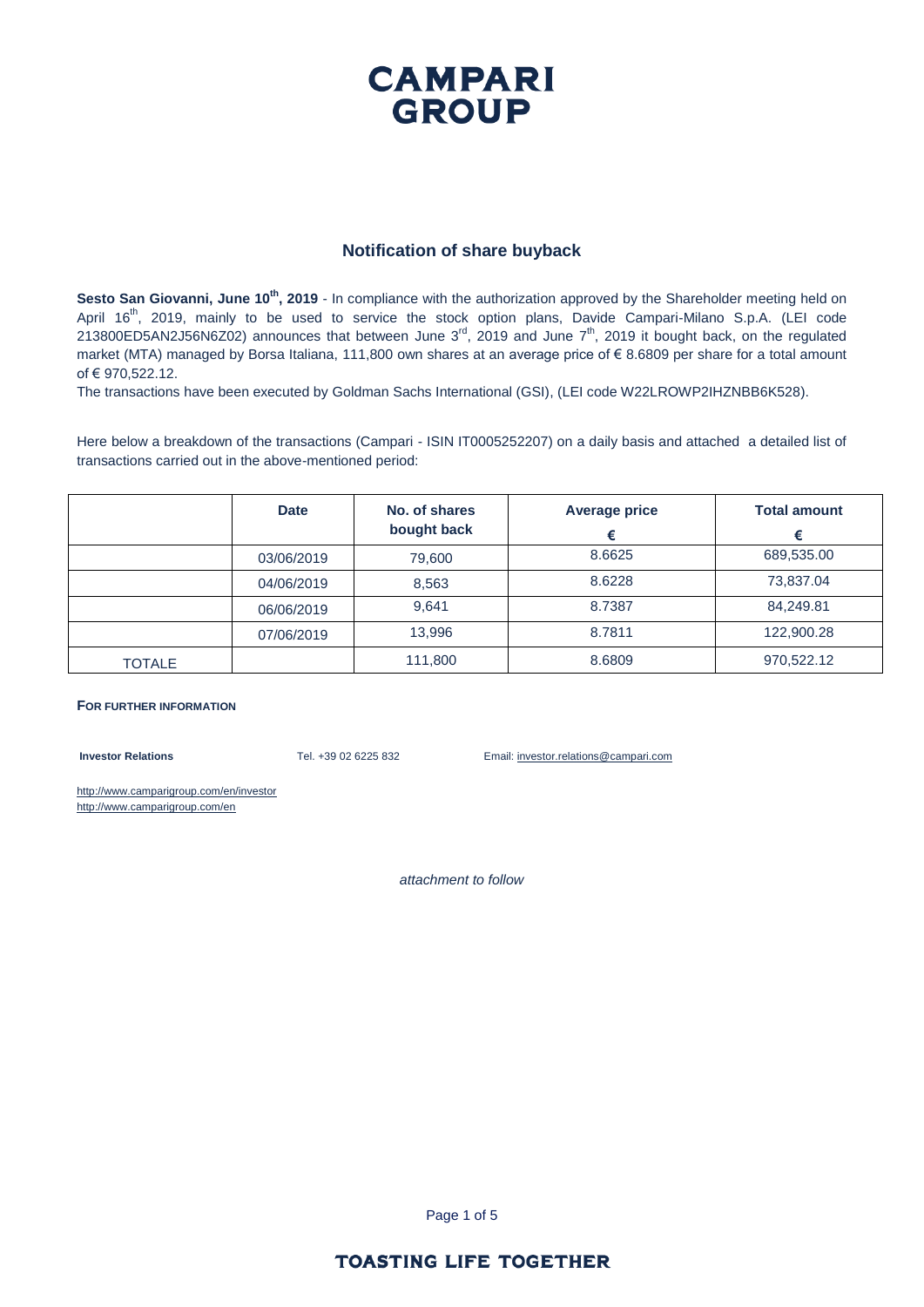# CAMPARI GROUP

## Notification of share buyback

**Sesto San Giovanni, June 10th, 2019** - In compliance with the authorization approved by the Shareholder meeting held on April 16th, 2019, mainly to be used to service the stock option plans, Davide Campari-Milano S.p.A. (LEI code 213800ED5AN2J56N6Z02) announces that between June 3rd, 2019 and June 7th, 2019 it bought back, on the regulated market (MTA) managed by Borsa Italiana, 111,800 own shares at an average price of € 8.6809 per share for a total amount of € 970,522.12.

The transactions have been executed by Goldman Sachs International (GSI), (LEI code W22LROWP2IHZNBB6K528).

Here below a breakdown of the transactions (Campari - ISIN IT0005252207) on a daily basis and attached a detailed list of transactions carried out in the above-mentioned period:

| | Date | No. of shares bought back | Average price € | Total amount € |
|---|---|---|---|---|
| | 03/06/2019 | 79,600 | 8.6625 | 689,535.00 |
| | 04/06/2019 | 8,563 | 8.6228 | 73,837.04 |
| | 06/06/2019 | 9,641 | 8.7387 | 84,249.81 |
| | 07/06/2019 | 13,996 | 8.7811 | 122,900.28 |
| TOTALE | | 111,800 | 8.6809 | 970,522.12 |

**FOR FURTHER INFORMATION**

**Investor Relations** Tel. +39 02 6225 832 Email: investor.relations@campari.com

http://www.camparigroup.com/en/investor
http://www.camparigroup.com/en

*attachment to follow*

TOASTING LIFE TOGETHER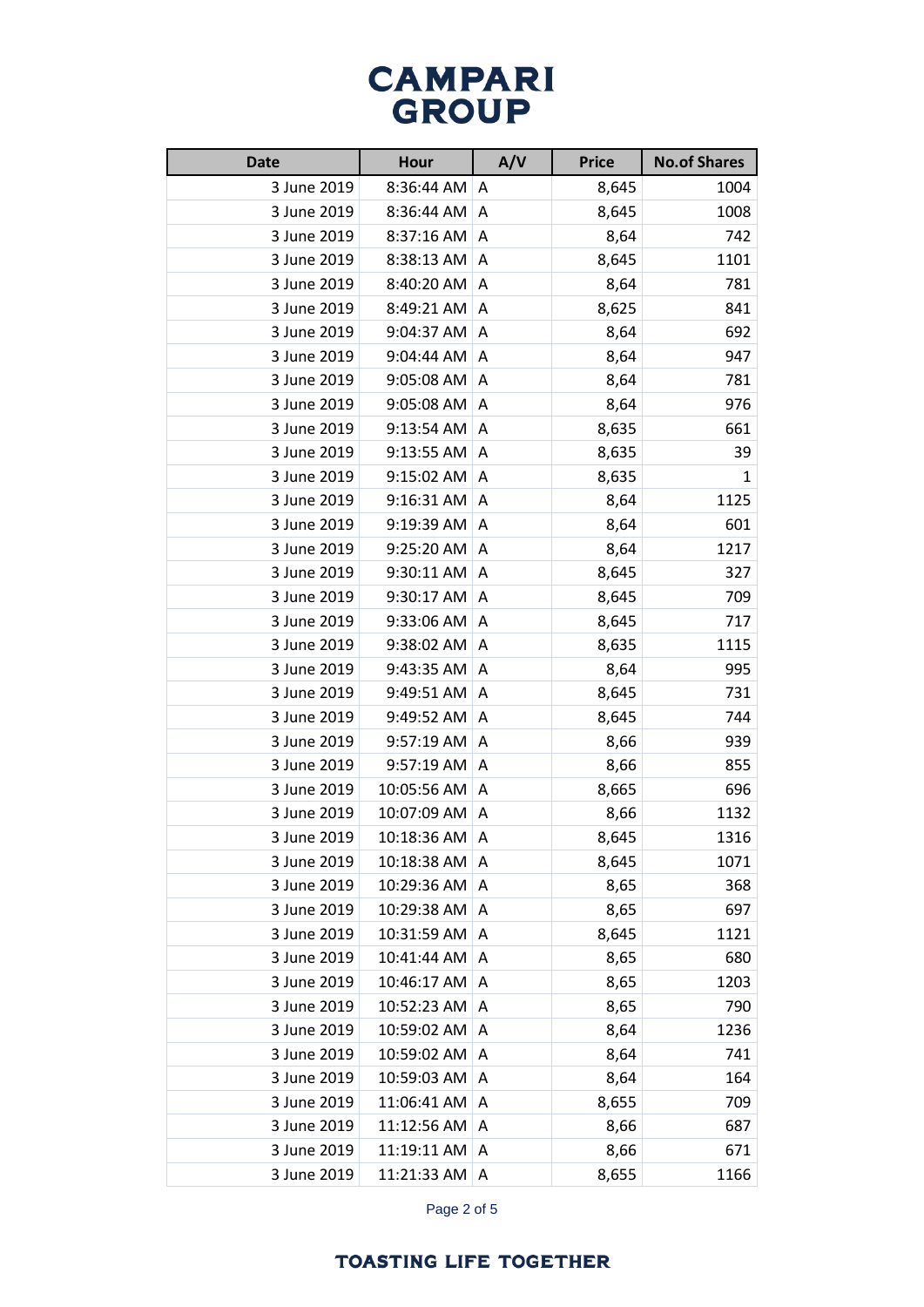# CAMPARI GROUP

| Date | Hour | A/V | Price | No.of Shares |
|---|---|---|---|---|
| 3 June 2019 | 8:36:44 AM | A | 8,645 | 1004 |
| 3 June 2019 | 8:36:44 AM | A | 8,645 | 1008 |
| 3 June 2019 | 8:37:16 AM | A | 8,64 | 742 |
| 3 June 2019 | 8:38:13 AM | A | 8,645 | 1101 |
| 3 June 2019 | 8:40:20 AM | A | 8,64 | 781 |
| 3 June 2019 | 8:49:21 AM | A | 8,625 | 841 |
| 3 June 2019 | 9:04:37 AM | A | 8,64 | 692 |
| 3 June 2019 | 9:04:44 AM | A | 8,64 | 947 |
| 3 June 2019 | 9:05:08 AM | A | 8,64 | 781 |
| 3 June 2019 | 9:05:08 AM | A | 8,64 | 976 |
| 3 June 2019 | 9:13:54 AM | A | 8,635 | 661 |
| 3 June 2019 | 9:13:55 AM | A | 8,635 | 39 |
| 3 June 2019 | 9:15:02 AM | A | 8,635 | 1 |
| 3 June 2019 | 9:16:31 AM | A | 8,64 | 1125 |
| 3 June 2019 | 9:19:39 AM | A | 8,64 | 601 |
| 3 June 2019 | 9:25:20 AM | A | 8,64 | 1217 |
| 3 June 2019 | 9:30:11 AM | A | 8,645 | 327 |
| 3 June 2019 | 9:30:17 AM | A | 8,645 | 709 |
| 3 June 2019 | 9:33:06 AM | A | 8,645 | 717 |
| 3 June 2019 | 9:38:02 AM | A | 8,635 | 1115 |
| 3 June 2019 | 9:43:35 AM | A | 8,64 | 995 |
| 3 June 2019 | 9:49:51 AM | A | 8,645 | 731 |
| 3 June 2019 | 9:49:52 AM | A | 8,645 | 744 |
| 3 June 2019 | 9:57:19 AM | A | 8,66 | 939 |
| 3 June 2019 | 9:57:19 AM | A | 8,66 | 855 |
| 3 June 2019 | 10:05:56 AM | A | 8,665 | 696 |
| 3 June 2019 | 10:07:09 AM | A | 8,66 | 1132 |
| 3 June 2019 | 10:18:36 AM | A | 8,645 | 1316 |
| 3 June 2019 | 10:18:38 AM | A | 8,645 | 1071 |
| 3 June 2019 | 10:29:36 AM | A | 8,65 | 368 |
| 3 June 2019 | 10:29:38 AM | A | 8,65 | 697 |
| 3 June 2019 | 10:31:59 AM | A | 8,645 | 1121 |
| 3 June 2019 | 10:41:44 AM | A | 8,65 | 680 |
| 3 June 2019 | 10:46:17 AM | A | 8,65 | 1203 |
| 3 June 2019 | 10:52:23 AM | A | 8,65 | 790 |
| 3 June 2019 | 10:59:02 AM | A | 8,64 | 1236 |
| 3 June 2019 | 10:59:02 AM | A | 8,64 | 741 |
| 3 June 2019 | 10:59:03 AM | A | 8,64 | 164 |
| 3 June 2019 | 11:06:41 AM | A | 8,655 | 709 |
| 3 June 2019 | 11:12:56 AM | A | 8,66 | 687 |
| 3 June 2019 | 11:19:11 AM | A | 8,66 | 671 |
| 3 June 2019 | 11:21:33 AM | A | 8,655 | 1166 |

TOASTING LIFE TOGETHER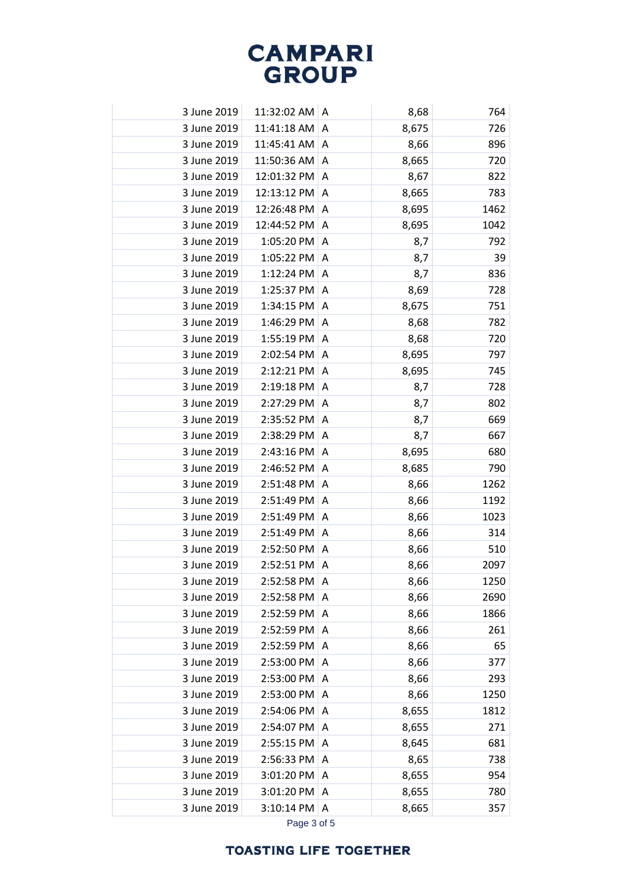| | | | | |
|---|---|---|---|---|
| 3 June 2019 | 11:32:02 AM | A | 8,68 | 764 |
| 3 June 2019 | 11:41:18 AM | A | 8,675 | 726 |
| 3 June 2019 | 11:45:41 AM | A | 8,66 | 896 |
| 3 June 2019 | 11:50:36 AM | A | 8,665 | 720 |
| 3 June 2019 | 12:01:32 PM | A | 8,67 | 822 |
| 3 June 2019 | 12:13:12 PM | A | 8,665 | 783 |
| 3 June 2019 | 12:26:48 PM | A | 8,695 | 1462 |
| 3 June 2019 | 12:44:52 PM | A | 8,695 | 1042 |
| 3 June 2019 | 1:05:20 PM | A | 8,7 | 792 |
| 3 June 2019 | 1:05:22 PM | A | 8,7 | 39 |
| 3 June 2019 | 1:12:24 PM | A | 8,7 | 836 |
| 3 June 2019 | 1:25:37 PM | A | 8,69 | 728 |
| 3 June 2019 | 1:34:15 PM | A | 8,675 | 751 |
| 3 June 2019 | 1:46:29 PM | A | 8,68 | 782 |
| 3 June 2019 | 1:55:19 PM | A | 8,68 | 720 |
| 3 June 2019 | 2:02:54 PM | A | 8,695 | 797 |
| 3 June 2019 | 2:12:21 PM | A | 8,695 | 745 |
| 3 June 2019 | 2:19:18 PM | A | 8,7 | 728 |
| 3 June 2019 | 2:27:29 PM | A | 8,7 | 802 |
| 3 June 2019 | 2:35:52 PM | A | 8,7 | 669 |
| 3 June 2019 | 2:38:29 PM | A | 8,7 | 667 |
| 3 June 2019 | 2:43:16 PM | A | 8,695 | 680 |
| 3 June 2019 | 2:46:52 PM | A | 8,685 | 790 |
| 3 June 2019 | 2:51:48 PM | A | 8,66 | 1262 |
| 3 June 2019 | 2:51:49 PM | A | 8,66 | 1192 |
| 3 June 2019 | 2:51:49 PM | A | 8,66 | 1023 |
| 3 June 2019 | 2:51:49 PM | A | 8,66 | 314 |
| 3 June 2019 | 2:52:50 PM | A | 8,66 | 510 |
| 3 June 2019 | 2:52:51 PM | A | 8,66 | 2097 |
| 3 June 2019 | 2:52:58 PM | A | 8,66 | 1250 |
| 3 June 2019 | 2:52:58 PM | A | 8,66 | 2690 |
| 3 June 2019 | 2:52:59 PM | A | 8,66 | 1866 |
| 3 June 2019 | 2:52:59 PM | A | 8,66 | 261 |
| 3 June 2019 | 2:52:59 PM | A | 8,66 | 65 |
| 3 June 2019 | 2:53:00 PM | A | 8,66 | 377 |
| 3 June 2019 | 2:53:00 PM | A | 8,66 | 293 |
| 3 June 2019 | 2:53:00 PM | A | 8,66 | 1250 |
| 3 June 2019 | 2:54:06 PM | A | 8,655 | 1812 |
| 3 June 2019 | 2:54:07 PM | A | 8,655 | 271 |
| 3 June 2019 | 2:55:15 PM | A | 8,645 | 681 |
| 3 June 2019 | 2:56:33 PM | A | 8,65 | 738 |
| 3 June 2019 | 3:01:20 PM | A | 8,655 | 954 |
| 3 June 2019 | 3:01:20 PM | A | 8,655 | 780 |
| 3 June 2019 | 3:10:14 PM | A | 8,665 | 357 |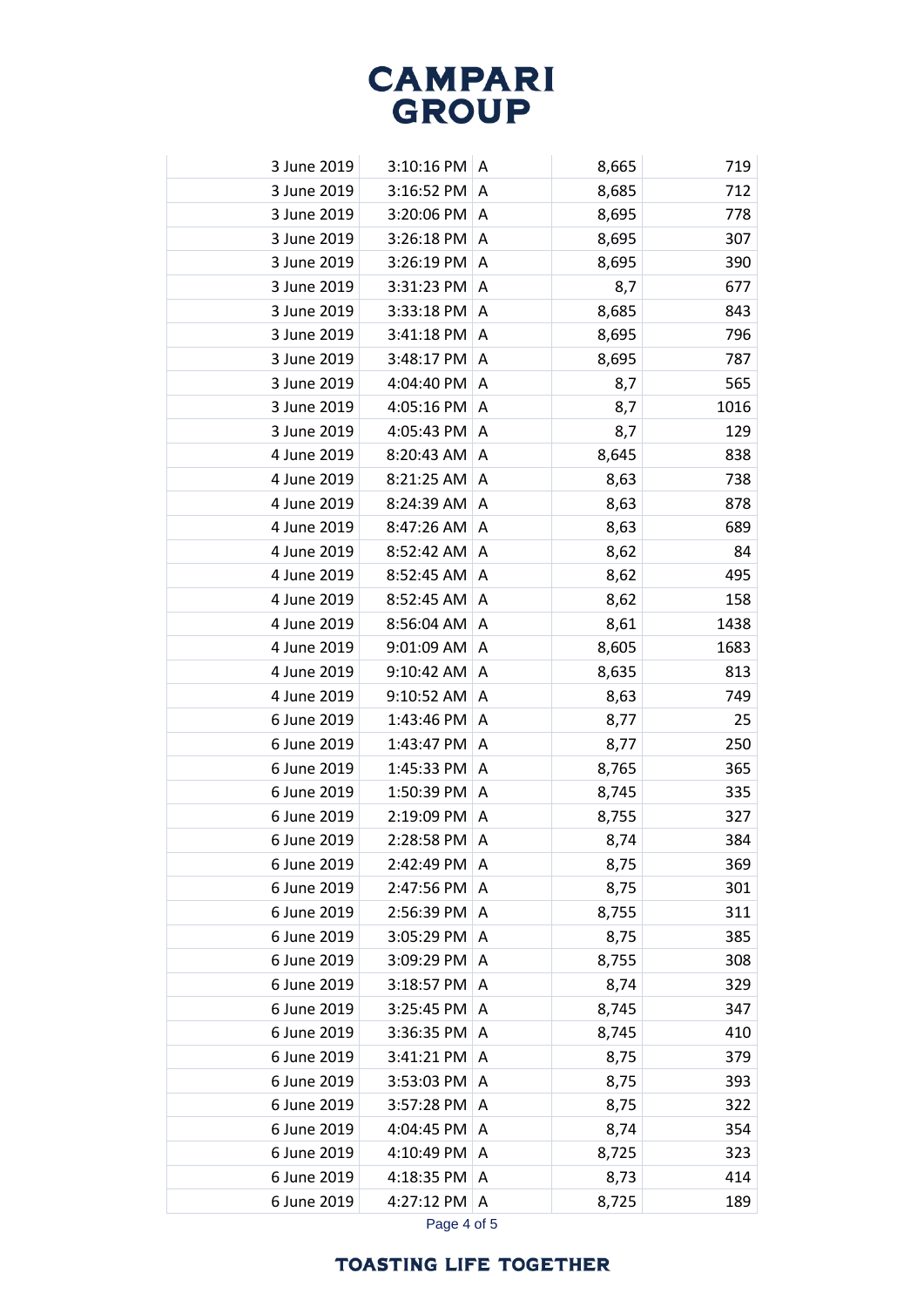| | | | | |
|---|---|---|---|---|
| 3 June 2019 | 3:10:16 PM | A | 8,665 | 719 |
| 3 June 2019 | 3:16:52 PM | A | 8,685 | 712 |
| 3 June 2019 | 3:20:06 PM | A | 8,695 | 778 |
| 3 June 2019 | 3:26:18 PM | A | 8,695 | 307 |
| 3 June 2019 | 3:26:19 PM | A | 8,695 | 390 |
| 3 June 2019 | 3:31:23 PM | A | 8,7 | 677 |
| 3 June 2019 | 3:33:18 PM | A | 8,685 | 843 |
| 3 June 2019 | 3:41:18 PM | A | 8,695 | 796 |
| 3 June 2019 | 3:48:17 PM | A | 8,695 | 787 |
| 3 June 2019 | 4:04:40 PM | A | 8,7 | 565 |
| 3 June 2019 | 4:05:16 PM | A | 8,7 | 1016 |
| 3 June 2019 | 4:05:43 PM | A | 8,7 | 129 |
| 4 June 2019 | 8:20:43 AM | A | 8,645 | 838 |
| 4 June 2019 | 8:21:25 AM | A | 8,63 | 738 |
| 4 June 2019 | 8:24:39 AM | A | 8,63 | 878 |
| 4 June 2019 | 8:47:26 AM | A | 8,63 | 689 |
| 4 June 2019 | 8:52:42 AM | A | 8,62 | 84 |
| 4 June 2019 | 8:52:45 AM | A | 8,62 | 495 |
| 4 June 2019 | 8:52:45 AM | A | 8,62 | 158 |
| 4 June 2019 | 8:56:04 AM | A | 8,61 | 1438 |
| 4 June 2019 | 9:01:09 AM | A | 8,605 | 1683 |
| 4 June 2019 | 9:10:42 AM | A | 8,635 | 813 |
| 4 June 2019 | 9:10:52 AM | A | 8,63 | 749 |
| 6 June 2019 | 1:43:46 PM | A | 8,77 | 25 |
| 6 June 2019 | 1:43:47 PM | A | 8,77 | 250 |
| 6 June 2019 | 1:45:33 PM | A | 8,765 | 365 |
| 6 June 2019 | 1:50:39 PM | A | 8,745 | 335 |
| 6 June 2019 | 2:19:09 PM | A | 8,755 | 327 |
| 6 June 2019 | 2:28:58 PM | A | 8,74 | 384 |
| 6 June 2019 | 2:42:49 PM | A | 8,75 | 369 |
| 6 June 2019 | 2:47:56 PM | A | 8,75 | 301 |
| 6 June 2019 | 2:56:39 PM | A | 8,755 | 311 |
| 6 June 2019 | 3:05:29 PM | A | 8,75 | 385 |
| 6 June 2019 | 3:09:29 PM | A | 8,755 | 308 |
| 6 June 2019 | 3:18:57 PM | A | 8,74 | 329 |
| 6 June 2019 | 3:25:45 PM | A | 8,745 | 347 |
| 6 June 2019 | 3:36:35 PM | A | 8,745 | 410 |
| 6 June 2019 | 3:41:21 PM | A | 8,75 | 379 |
| 6 June 2019 | 3:53:03 PM | A | 8,75 | 393 |
| 6 June 2019 | 3:57:28 PM | A | 8,75 | 322 |
| 6 June 2019 | 4:04:45 PM | A | 8,74 | 354 |
| 6 June 2019 | 4:10:49 PM | A | 8,725 | 323 |
| 6 June 2019 | 4:18:35 PM | A | 8,73 | 414 |
| 6 June 2019 | 4:27:12 PM | A | 8,725 | 189 |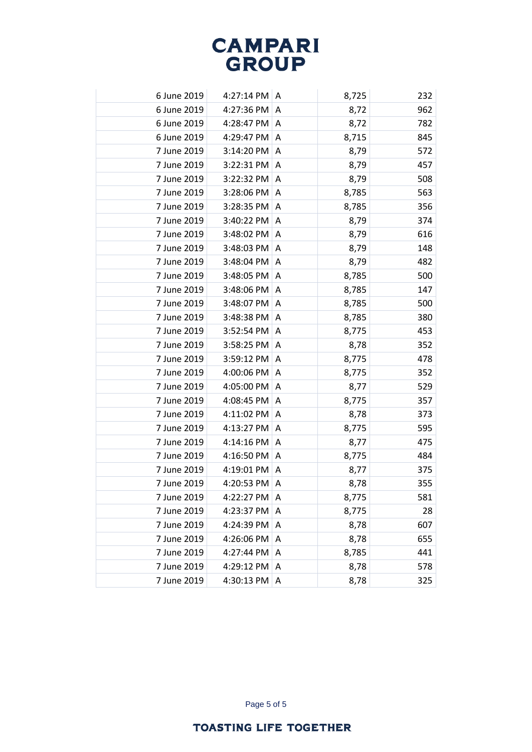| | | | | |
|---|---|---|---|---|
| 6 June 2019 | 4:27:14 PM | A | 8,725 | 232 |
| 6 June 2019 | 4:27:36 PM | A | 8,72 | 962 |
| 6 June 2019 | 4:28:47 PM | A | 8,72 | 782 |
| 6 June 2019 | 4:29:47 PM | A | 8,715 | 845 |
| 7 June 2019 | 3:14:20 PM | A | 8,79 | 572 |
| 7 June 2019 | 3:22:31 PM | A | 8,79 | 457 |
| 7 June 2019 | 3:22:32 PM | A | 8,79 | 508 |
| 7 June 2019 | 3:28:06 PM | A | 8,785 | 563 |
| 7 June 2019 | 3:28:35 PM | A | 8,785 | 356 |
| 7 June 2019 | 3:40:22 PM | A | 8,79 | 374 |
| 7 June 2019 | 3:48:02 PM | A | 8,79 | 616 |
| 7 June 2019 | 3:48:03 PM | A | 8,79 | 148 |
| 7 June 2019 | 3:48:04 PM | A | 8,79 | 482 |
| 7 June 2019 | 3:48:05 PM | A | 8,785 | 500 |
| 7 June 2019 | 3:48:06 PM | A | 8,785 | 147 |
| 7 June 2019 | 3:48:07 PM | A | 8,785 | 500 |
| 7 June 2019 | 3:48:38 PM | A | 8,785 | 380 |
| 7 June 2019 | 3:52:54 PM | A | 8,775 | 453 |
| 7 June 2019 | 3:58:25 PM | A | 8,78 | 352 |
| 7 June 2019 | 3:59:12 PM | A | 8,775 | 478 |
| 7 June 2019 | 4:00:06 PM | A | 8,775 | 352 |
| 7 June 2019 | 4:05:00 PM | A | 8,77 | 529 |
| 7 June 2019 | 4:08:45 PM | A | 8,775 | 357 |
| 7 June 2019 | 4:11:02 PM | A | 8,78 | 373 |
| 7 June 2019 | 4:13:27 PM | A | 8,775 | 595 |
| 7 June 2019 | 4:14:16 PM | A | 8,77 | 475 |
| 7 June 2019 | 4:16:50 PM | A | 8,775 | 484 |
| 7 June 2019 | 4:19:01 PM | A | 8,77 | 375 |
| 7 June 2019 | 4:20:53 PM | A | 8,78 | 355 |
| 7 June 2019 | 4:22:27 PM | A | 8,775 | 581 |
| 7 June 2019 | 4:23:37 PM | A | 8,775 | 28 |
| 7 June 2019 | 4:24:39 PM | A | 8,78 | 607 |
| 7 June 2019 | 4:26:06 PM | A | 8,78 | 655 |
| 7 June 2019 | 4:27:44 PM | A | 8,785 | 441 |
| 7 June 2019 | 4:29:12 PM | A | 8,78 | 578 |
| 7 June 2019 | 4:30:13 PM | A | 8,78 | 325 |